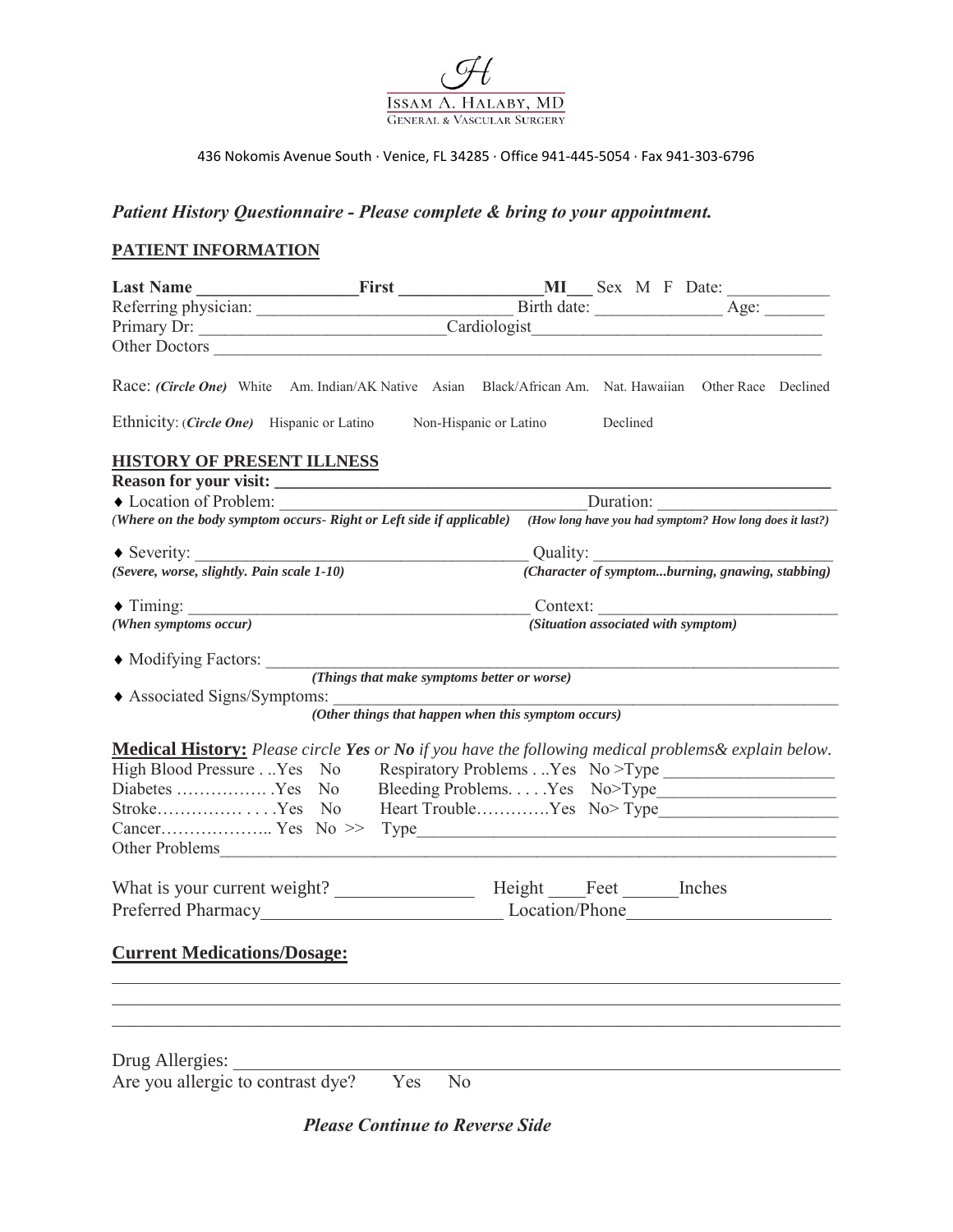# Issam A. Halaby, MD

General & Vascular Surgery

436 Nokomis Avenue South · Venice, FL 34285 · Office 941-445-5054 · Fax 941-303-6796

***Patient History Questionnaire - Please complete & bring to your appointment.***

## PATIENT INFORMATION

**Last Name** ___________________ **First** _________________ **MI**___ Sex M F Date: ____________

Referring physician: ______________________________ Birth date: _______________ Age: _______

Primary Dr: ______________________________ Cardiologist__________________________________

Other Doctors ____________________________________________________________________________

Race: ***(Circle One)*** White Am. Indian/AK Native Asian Black/African Am. Nat. Hawaiian Other Race Declined

Ethnicity: (***Circle One)*** Hispanic or Latino Non-Hispanic or Latino Declined

## HISTORY OF PRESENT ILLNESS

**Reason for your visit: ______________________________________________________________________**

♦ Location of Problem: ___________________________________ Duration: ____________________

***(Where on the body symptom occurs- Right or Left side if applicable)*** ***(How long have you had symptom? How long does it last?)***

♦ Severity: ________________________________________ Quality: ____________________________

***(Severe, worse, slightly. Pain scale 1-10)*** ***(Character of symptom...burning, gnawing, stabbing)***

♦ Timing: ________________________________________ Context: ____________________________

***(When symptoms occur)*** ***(Situation associated with symptom)***

♦ Modifying Factors: _______________________________________________________________________

***(Things that make symptoms better or worse)***

♦ Associated Signs/Symptoms: ________________________________________________________________

***(Other things that happen when this symptom occurs)***

**Medical History:** *Please circle **Yes** or **No** if you have the following medical problems& explain below.*

High Blood Pressure . . ..Yes No Respiratory Problems . . ..Yes No >Type ___________________

Diabetes ……………. .Yes No Bleeding Problems. . . . .Yes No>Type____________________

Stroke…………… . . . .Yes No Heart Trouble………….Yes No> Type____________________

Cancer……………….. Yes No >> Type_________________________________________________

Other Problems______________________________________________________________________

What is your current weight? _______________ Height ____Feet ______Inches

Preferred Pharmacy__________________________ Location/Phone______________________

## Current Medications/Dosage:

_____________________________________________________________________________________

_____________________________________________________________________________________

_____________________________________________________________________________________

Drug Allergies: ______________________________________________________________________

Are you allergic to contrast dye? Yes No

***Please Continue to Reverse Side***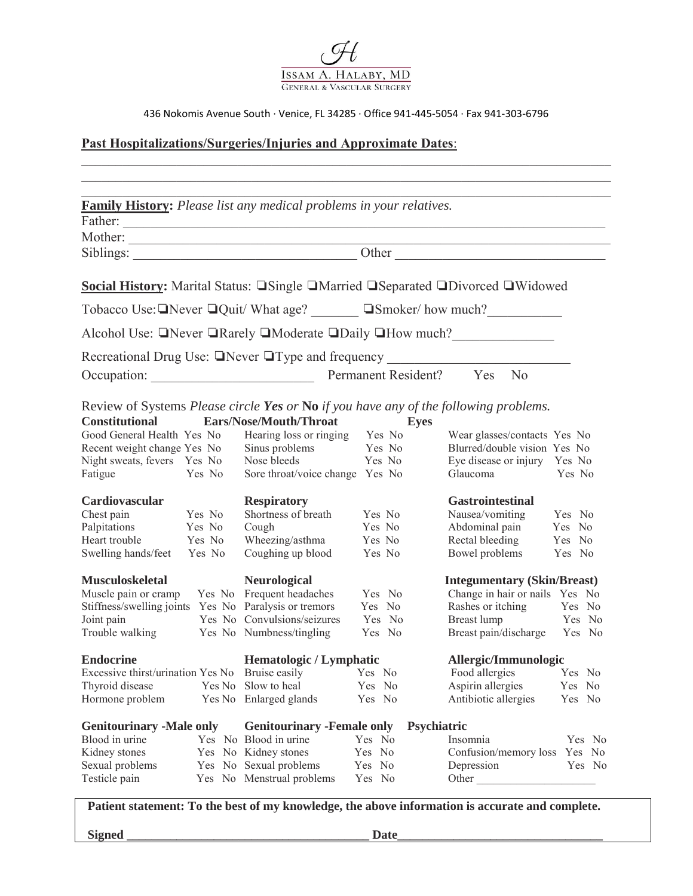H

ISSAM A. HALABY, MD
GENERAL & VASCULAR SURGERY

436 Nokomis Avenue South · Venice, FL 34285 · Office 941-445-5054 · Fax 941-303-6796

**Past Hospitalizations/Surgeries/Injuries and Approximate Dates**:

_______________________________________________________________________________

_______________________________________________________________________________

_______________________________________________________________________________

**Family History:** *Please list any medical problems in your relatives.*

Father: ___________________________________________________________________________

Mother: __________________________________________________________________________

Siblings: _______________________________ Other ______________________________

**Social History:** Marital Status: ❑Single ❑Married ❑Separated ❑Divorced ❑Widowed

Tobacco Use: ❑Never ❑Quit/ What age? _______ ❑Smoker/ how much?___________

Alcohol Use: ❑Never ❑Rarely ❑Moderate ❑Daily ❑How much?_______________

Recreational Drug Use: ❑Never ❑Type and frequency ___________________________

Occupation: ________________________ Permanent Resident? Yes No

Review of Systems *Please circle **Yes** or* **No** *if you have any of the following problems.*

| **Constitutional** | | **Ears/Nose/Mouth/Throat** | | **Eyes** | |
|---|---|---|---|---|---|
| Good General Health | Yes No | Hearing loss or ringing | Yes No | Wear glasses/contacts | Yes No |
| Recent weight change | Yes No | Sinus problems | Yes No | Blurred/double vision | Yes No |
| Night sweats, fevers | Yes No | Nose bleeds | Yes No | Eye disease or injury | Yes No |
| Fatigue | Yes No | Sore throat/voice change | Yes No | Glaucoma | Yes No |
| **Cardiovascular** | | **Respiratory** | | **Gastrointestinal** | |
| Chest pain | Yes No | Shortness of breath | Yes No | Nausea/vomiting | Yes No |
| Palpitations | Yes No | Cough | Yes No | Abdominal pain | Yes No |
| Heart trouble | Yes No | Wheezing/asthma | Yes No | Rectal bleeding | Yes No |
| Swelling hands/feet | Yes No | Coughing up blood | Yes No | Bowel problems | Yes No |
| **Musculoskeletal** | | **Neurological** | | **Integumentary (Skin/Breast)** | |
| Muscle pain or cramp | Yes No | Frequent headaches | Yes No | Change in hair or nails | Yes No |
| Stiffness/swelling joints | Yes No | Paralysis or tremors | Yes No | Rashes or itching | Yes No |
| Joint pain | Yes No | Convulsions/seizures | Yes No | Breast lump | Yes No |
| Trouble walking | Yes No | Numbness/tingling | Yes No | Breast pain/discharge | Yes No |
| **Endocrine** | | **Hematologic / Lymphatic** | | **Allergic/Immunologic** | |
| Excessive thirst/urination | Yes No | Bruise easily | Yes No | Food allergies | Yes No |
| Thyroid disease | Yes No | Slow to heal | Yes No | Aspirin allergies | Yes No |
| Hormone problem | Yes No | Enlarged glands | Yes No | Antibiotic allergies | Yes No |
| **Genitourinary -Male only** | | **Genitourinary -Female only** | | **Psychiatric** | |
| Blood in urine | Yes No | Blood in urine | Yes No | Insomnia | Yes No |
| Kidney stones | Yes No | Kidney stones | Yes No | Confusion/memory loss | Yes No |
| Sexual problems | Yes No | Sexual problems | Yes No | Depression | Yes No |
| Testicle pain | Yes No | Menstrual problems | Yes No | Other ____________________ | |

**Patient statement: To the best of my knowledge, the above information is accurate and complete.**

**Signed ______________________________________ Date________________________________**